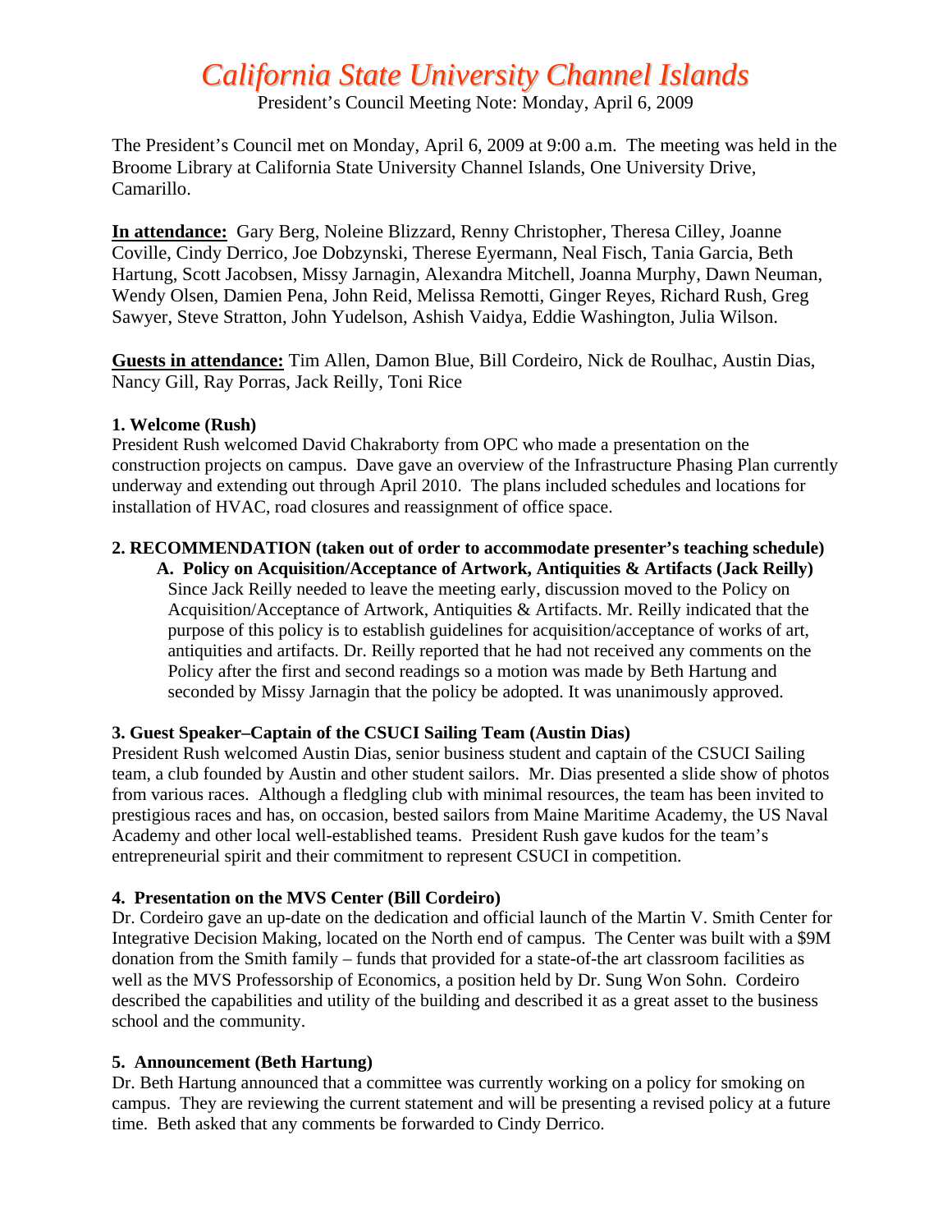# *California State University Channel Islands*

President's Council Meeting Note: Monday, April 6, 2009

The President's Council met on Monday, April 6, 2009 at 9:00 a.m. The meeting was held in the Broome Library at California State University Channel Islands, One University Drive, Camarillo.

**In attendance:** Gary Berg, Noleine Blizzard, Renny Christopher, Theresa Cilley, Joanne Coville, Cindy Derrico, Joe Dobzynski, Therese Eyermann, Neal Fisch, Tania Garcia, Beth Hartung, Scott Jacobsen, Missy Jarnagin, Alexandra Mitchell, Joanna Murphy, Dawn Neuman, Wendy Olsen, Damien Pena, John Reid, Melissa Remotti, Ginger Reyes, Richard Rush, Greg Sawyer, Steve Stratton, John Yudelson, Ashish Vaidya, Eddie Washington, Julia Wilson.

**Guests in attendance:** Tim Allen, Damon Blue, Bill Cordeiro, Nick de Roulhac, Austin Dias, Nancy Gill, Ray Porras, Jack Reilly, Toni Rice

**1. Welcome (Rush)**

President Rush welcomed David Chakraborty from OPC who made a presentation on the construction projects on campus. Dave gave an overview of the Infrastructure Phasing Plan currently underway and extending out through April 2010. The plans included schedules and locations for installation of HVAC, road closures and reassignment of office space.

**2. RECOMMENDATION (taken out of order to accommodate presenter's teaching schedule)**

**A. Policy on Acquisition/Acceptance of Artwork, Antiquities & Artifacts (Jack Reilly)**

Since Jack Reilly needed to leave the meeting early, discussion moved to the Policy on Acquisition/Acceptance of Artwork, Antiquities & Artifacts. Mr. Reilly indicated that the purpose of this policy is to establish guidelines for acquisition/acceptance of works of art, antiquities and artifacts. Dr. Reilly reported that he had not received any comments on the Policy after the first and second readings so a motion was made by Beth Hartung and seconded by Missy Jarnagin that the policy be adopted. It was unanimously approved.

**3. Guest Speaker–Captain of the CSUCI Sailing Team (Austin Dias)**

President Rush welcomed Austin Dias, senior business student and captain of the CSUCI Sailing team, a club founded by Austin and other student sailors. Mr. Dias presented a slide show of photos from various races. Although a fledgling club with minimal resources, the team has been invited to prestigious races and has, on occasion, bested sailors from Maine Maritime Academy, the US Naval Academy and other local well-established teams. President Rush gave kudos for the team's entrepreneurial spirit and their commitment to represent CSUCI in competition.

**4. Presentation on the MVS Center (Bill Cordeiro)**

Dr. Cordeiro gave an up-date on the dedication and official launch of the Martin V. Smith Center for Integrative Decision Making, located on the North end of campus. The Center was built with a $9M donation from the Smith family – funds that provided for a state-of-the art classroom facilities as well as the MVS Professorship of Economics, a position held by Dr. Sung Won Sohn. Cordeiro described the capabilities and utility of the building and described it as a great asset to the business school and the community.

**5. Announcement (Beth Hartung)**

Dr. Beth Hartung announced that a committee was currently working on a policy for smoking on campus. They are reviewing the current statement and will be presenting a revised policy at a future time. Beth asked that any comments be forwarded to Cindy Derrico.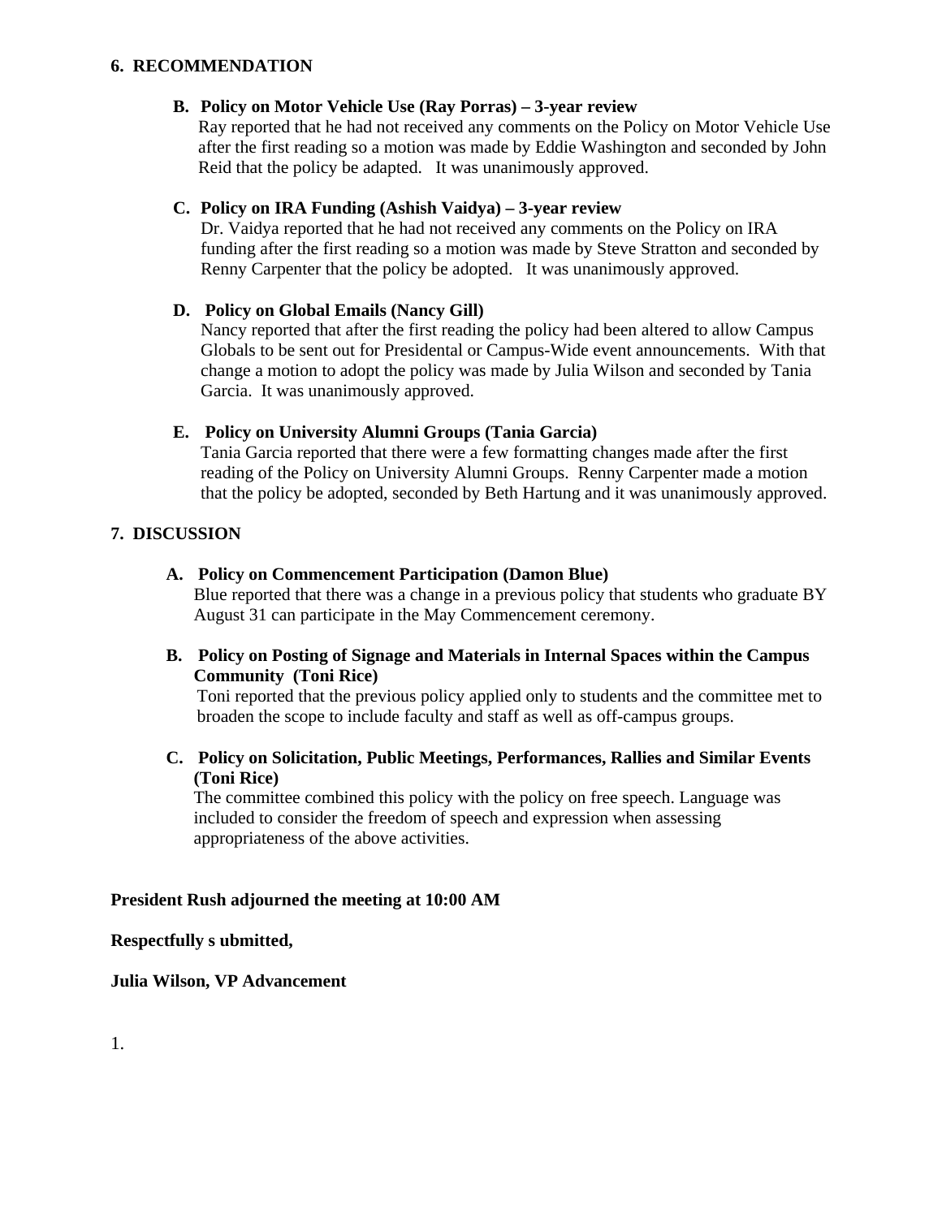**6. RECOMMENDATION**

**B. Policy on Motor Vehicle Use (Ray Porras) – 3-year review**

Ray reported that he had not received any comments on the Policy on Motor Vehicle Use after the first reading so a motion was made by Eddie Washington and seconded by John Reid that the policy be adapted. It was unanimously approved.

**C. Policy on IRA Funding (Ashish Vaidya) – 3-year review**

Dr. Vaidya reported that he had not received any comments on the Policy on IRA funding after the first reading so a motion was made by Steve Stratton and seconded by Renny Carpenter that the policy be adopted. It was unanimously approved.

**D. Policy on Global Emails (Nancy Gill)**

Nancy reported that after the first reading the policy had been altered to allow Campus Globals to be sent out for Presidental or Campus-Wide event announcements. With that change a motion to adopt the policy was made by Julia Wilson and seconded by Tania Garcia. It was unanimously approved.

**E. Policy on University Alumni Groups (Tania Garcia)**

Tania Garcia reported that there were a few formatting changes made after the first reading of the Policy on University Alumni Groups. Renny Carpenter made a motion that the policy be adopted, seconded by Beth Hartung and it was unanimously approved.

**7. DISCUSSION**

**A. Policy on Commencement Participation (Damon Blue)**

Blue reported that there was a change in a previous policy that students who graduate BY August 31 can participate in the May Commencement ceremony.

**B. Policy on Posting of Signage and Materials in Internal Spaces within the Campus Community (Toni Rice)**

Toni reported that the previous policy applied only to students and the committee met to broaden the scope to include faculty and staff as well as off-campus groups.

**C. Policy on Solicitation, Public Meetings, Performances, Rallies and Similar Events (Toni Rice)**

The committee combined this policy with the policy on free speech. Language was included to consider the freedom of speech and expression when assessing appropriateness of the above activities.

**President Rush adjourned the meeting at 10:00 AM**

**Respectfully s ubmitted,**

**Julia Wilson, VP Advancement**

1.